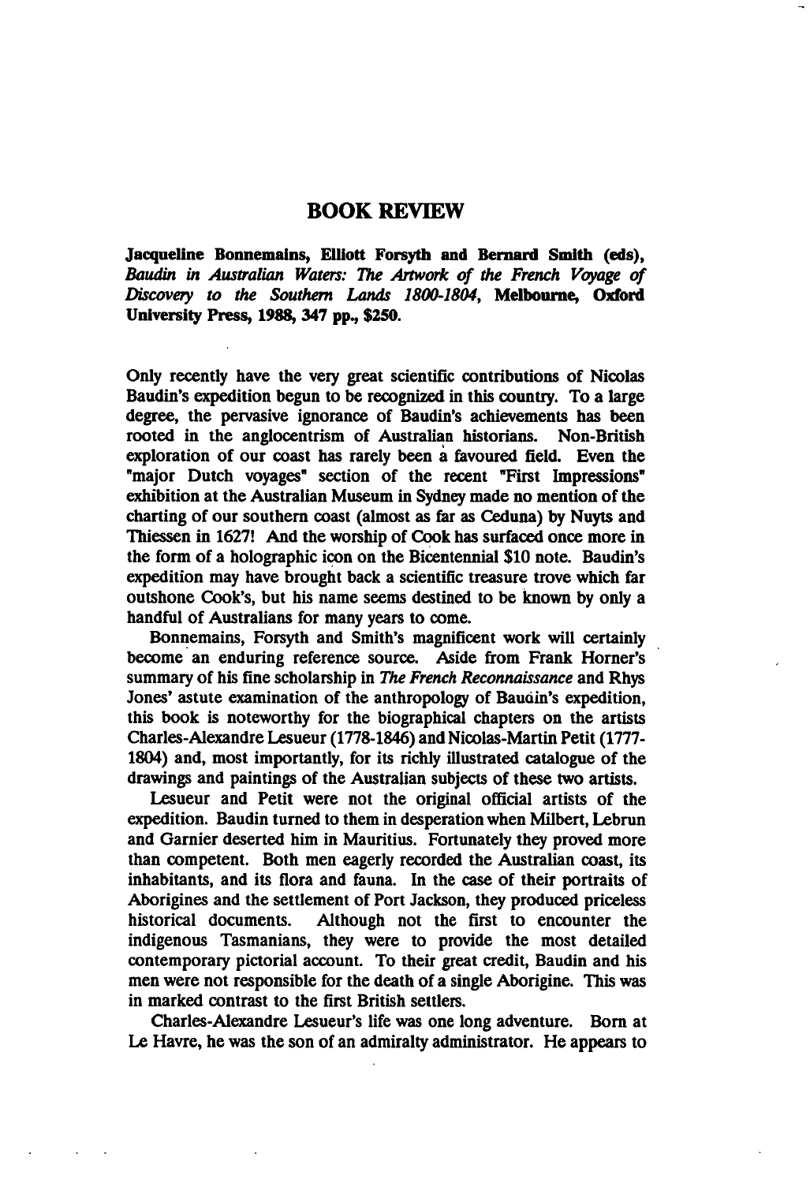# BOOK REVIEW

**Jacqueline Bonnemains, Elliott Forsyth and Bernard Smith (eds),** *Baudin in Australian Waters: The Artwork of the French Voyage of Discovery to the Southern Lands 1800-1804*, **Melbourne, Oxford University Press, 1988, 347 pp., $250.**

Only recently have the very great scientific contributions of Nicolas Baudin's expedition begun to be recognized in this country. To a large degree, the pervasive ignorance of Baudin's achievements has been rooted in the anglocentrism of Australian historians. Non-British exploration of our coast has rarely been a favoured field. Even the "major Dutch voyages" section of the recent "First Impressions" exhibition at the Australian Museum in Sydney made no mention of the charting of our southern coast (almost as far as Ceduna) by Nuyts and Thiessen in 1627! And the worship of Cook has surfaced once more in the form of a holographic icon on the Bicentennial $10 note. Baudin's expedition may have brought back a scientific treasure trove which far outshone Cook's, but his name seems destined to be known by only a handful of Australians for many years to come.

Bonnemains, Forsyth and Smith's magnificent work will certainly become an enduring reference source. Aside from Frank Horner's summary of his fine scholarship in *The French Reconnaissance* and Rhys Jones' astute examination of the anthropology of Baudin's expedition, this book is noteworthy for the biographical chapters on the artists Charles-Alexandre Lesueur (1778-1846) and Nicolas-Martin Petit (1777-1804) and, most importantly, for its richly illustrated catalogue of the drawings and paintings of the Australian subjects of these two artists.

Lesueur and Petit were not the original official artists of the expedition. Baudin turned to them in desperation when Milbert, Lebrun and Garnier deserted him in Mauritius. Fortunately they proved more than competent. Both men eagerly recorded the Australian coast, its inhabitants, and its flora and fauna. In the case of their portraits of Aborigines and the settlement of Port Jackson, they produced priceless historical documents. Although not the first to encounter the indigenous Tasmanians, they were to provide the most detailed contemporary pictorial account. To their great credit, Baudin and his men were not responsible for the death of a single Aborigine. This was in marked contrast to the first British settlers.

Charles-Alexandre Lesueur's life was one long adventure. Born at Le Havre, he was the son of an admiralty administrator. He appears to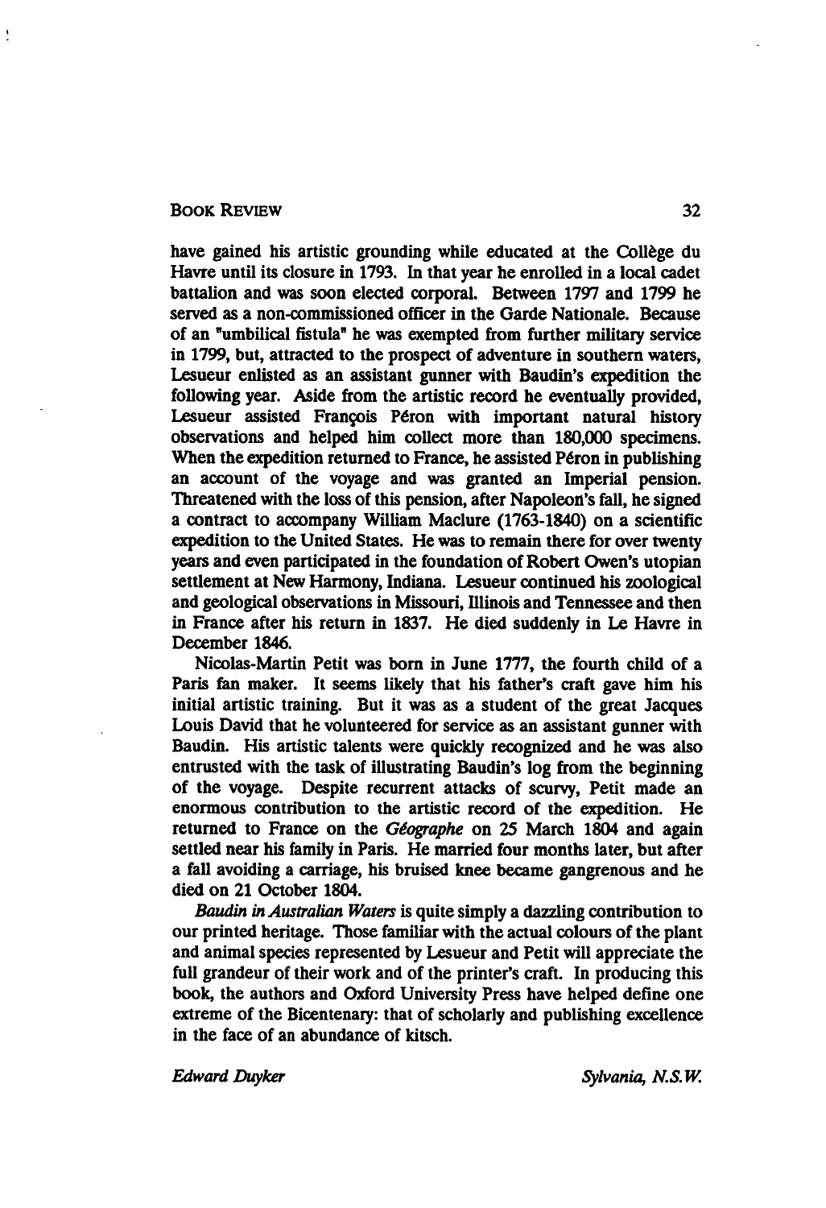have gained his artistic grounding while educated at the Collège du Havre until its closure in 1793. In that year he enrolled in a local cadet battalion and was soon elected corporal. Between 1797 and 1799 he served as a non-commissioned officer in the Garde Nationale. Because of an "umbilical fistula" he was exempted from further military service in 1799, but, attracted to the prospect of adventure in southern waters, Lesueur enlisted as an assistant gunner with Baudin's expedition the following year. Aside from the artistic record he eventually provided, Lesueur assisted François Péron with important natural history observations and helped him collect more than 180,000 specimens. When the expedition returned to France, he assisted Péron in publishing an account of the voyage and was granted an Imperial pension. Threatened with the loss of this pension, after Napoleon's fall, he signed a contract to accompany William Maclure (1763-1840) on a scientific expedition to the United States. He was to remain there for over twenty years and even participated in the foundation of Robert Owen's utopian settlement at New Harmony, Indiana. Lesueur continued his zoological and geological observations in Missouri, Illinois and Tennessee and then in France after his return in 1837. He died suddenly in Le Havre in December 1846.

Nicolas-Martin Petit was born in June 1777, the fourth child of a Paris fan maker. It seems likely that his father's craft gave him his initial artistic training. But it was as a student of the great Jacques Louis David that he volunteered for service as an assistant gunner with Baudin. His artistic talents were quickly recognized and he was also entrusted with the task of illustrating Baudin's log from the beginning of the voyage. Despite recurrent attacks of scurvy, Petit made an enormous contribution to the artistic record of the expedition. He returned to France on the *Géographe* on 25 March 1804 and again settled near his family in Paris. He married four months later, but after a fall avoiding a carriage, his bruised knee became gangrenous and he died on 21 October 1804.

*Baudin in Australian Waters* is quite simply a dazzling contribution to our printed heritage. Those familiar with the actual colours of the plant and animal species represented by Lesueur and Petit will appreciate the full grandeur of their work and of the printer's craft. In producing this book, the authors and Oxford University Press have helped define one extreme of the Bicentenary: that of scholarly and publishing excellence in the face of an abundance of kitsch.

*Edward Duyker* — *Sylvania, N.S.W.*